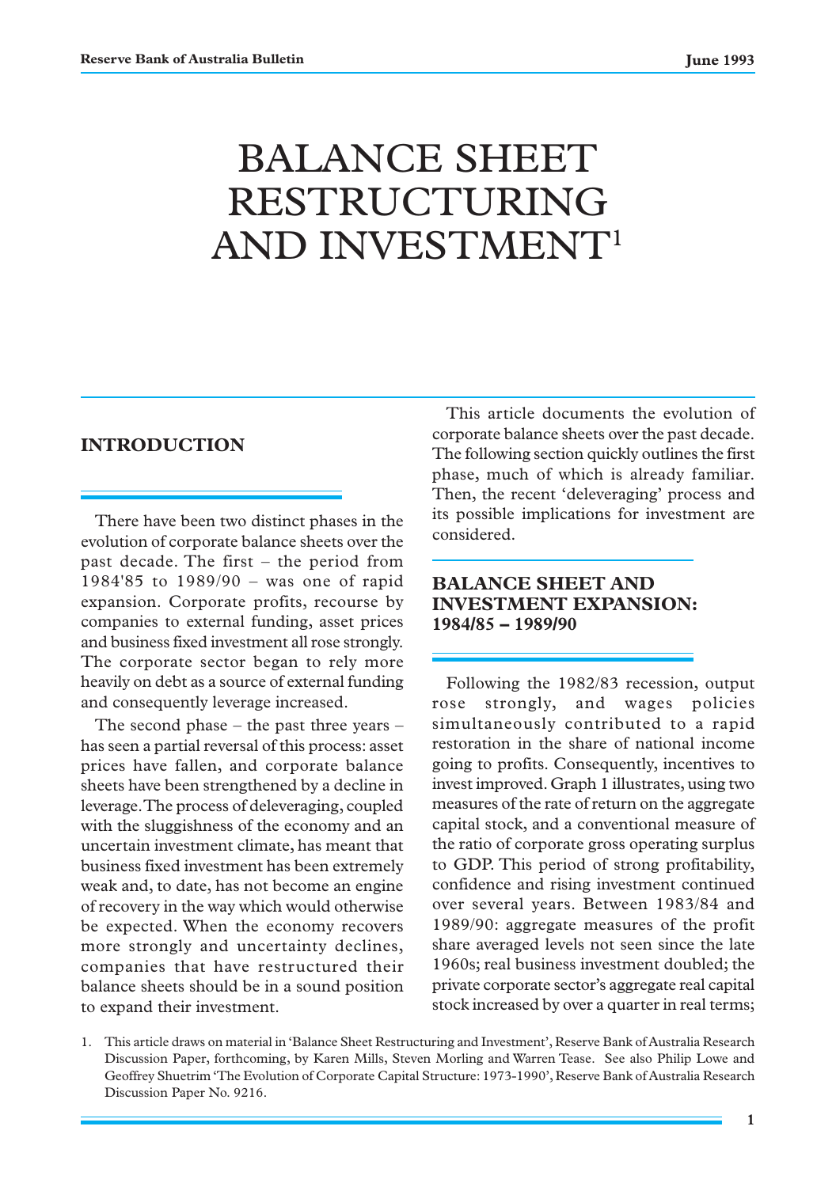# BALANCE SHEET RESTRUCTURING AND INVESTMENT[1]

## INTRODUCTION

There have been two distinct phases in the evolution of corporate balance sheets over the past decade. The first – the period from 1984'85 to 1989/90 – was one of rapid expansion. Corporate profits, recourse by companies to external funding, asset prices and business fixed investment all rose strongly. The corporate sector began to rely more heavily on debt as a source of external funding and consequently leverage increased.

The second phase – the past three years – has seen a partial reversal of this process: asset prices have fallen, and corporate balance sheets have been strengthened by a decline in leverage. The process of deleveraging, coupled with the sluggishness of the economy and an uncertain investment climate, has meant that business fixed investment has been extremely weak and, to date, has not become an engine of recovery in the way which would otherwise be expected. When the economy recovers more strongly and uncertainty declines, companies that have restructured their balance sheets should be in a sound position to expand their investment.

This article documents the evolution of corporate balance sheets over the past decade. The following section quickly outlines the first phase, much of which is already familiar. Then, the recent 'deleveraging' process and its possible implications for investment are considered.

## BALANCE SHEET AND INVESTMENT EXPANSION: 1984/85 – 1989/90

Following the 1982/83 recession, output rose strongly, and wages policies simultaneously contributed to a rapid restoration in the share of national income going to profits. Consequently, incentives to invest improved. Graph 1 illustrates, using two measures of the rate of return on the aggregate capital stock, and a conventional measure of the ratio of corporate gross operating surplus to GDP. This period of strong profitability, confidence and rising investment continued over several years. Between 1983/84 and 1989/90: aggregate measures of the profit share averaged levels not seen since the late 1960s; real business investment doubled; the private corporate sector's aggregate real capital stock increased by over a quarter in real terms;

1. This article draws on material in 'Balance Sheet Restructuring and Investment', Reserve Bank of Australia Research Discussion Paper, forthcoming, by Karen Mills, Steven Morling and Warren Tease. See also Philip Lowe and Geoffrey Shuetrim 'The Evolution of Corporate Capital Structure: 1973-1990', Reserve Bank of Australia Research Discussion Paper No. 9216.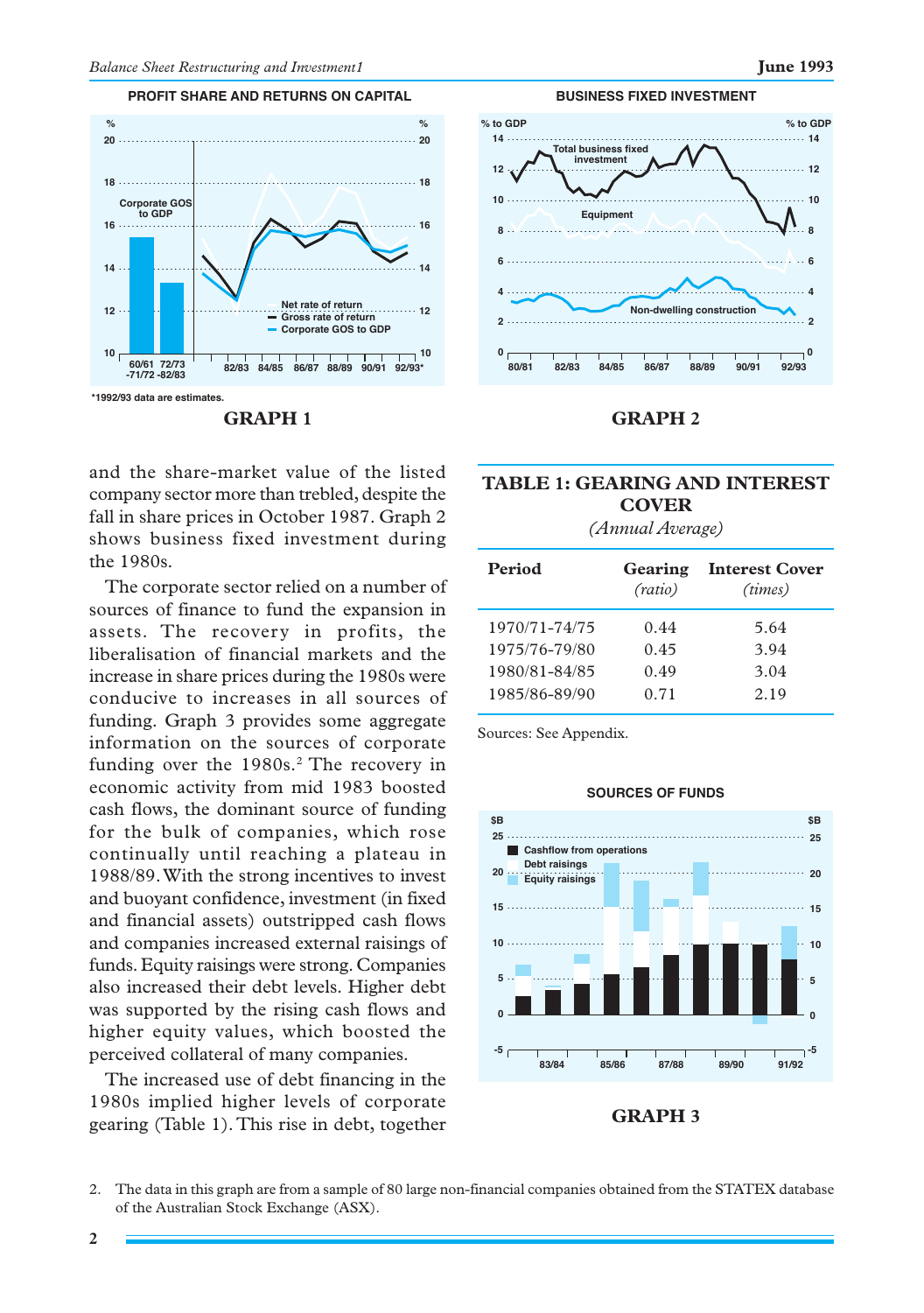**PROFIT SHARE AND RETURNS ON CAPITAL**

*1992/93 data are estimates.

**GRAPH 1**

**BUSINESS FIXED INVESTMENT**

**GRAPH 2**

and the share-market value of the listed company sector more than trebled, despite the fall in share prices in October 1987. Graph 2 shows business fixed investment during the 1980s.

The corporate sector relied on a number of sources of finance to fund the expansion in assets. The recovery in profits, the liberalisation of financial markets and the increase in share prices during the 1980s were conducive to increases in all sources of funding. Graph 3 provides some aggregate information on the sources of corporate funding over the 1980s.[2] The recovery in economic activity from mid 1983 boosted cash flows, the dominant source of funding for the bulk of companies, which rose continually until reaching a plateau in 1988/89. With the strong incentives to invest and buoyant confidence, investment (in fixed and financial assets) outstripped cash flows and companies increased external raisings of funds. Equity raisings were strong. Companies also increased their debt levels. Higher debt was supported by the rising cash flows and higher equity values, which boosted the perceived collateral of many companies.

The increased use of debt financing in the 1980s implied higher levels of corporate gearing (Table 1). This rise in debt, together

## TABLE 1: GEARING AND INTEREST COVER

*(Annual Average)*

| Period | Gearing *(ratio)* | Interest Cover *(times)* |
|---|---|---|
| 1970/71-74/75 | 0.44 | 5.64 |
| 1975/76-79/80 | 0.45 | 3.94 |
| 1980/81-84/85 | 0.49 | 3.04 |
| 1985/86-89/90 | 0.71 | 2.19 |

Sources: See Appendix.

**SOURCES OF FUNDS**

**GRAPH 3**

2. The data in this graph are from a sample of 80 large non-financial companies obtained from the STATEX database of the Australian Stock Exchange (ASX).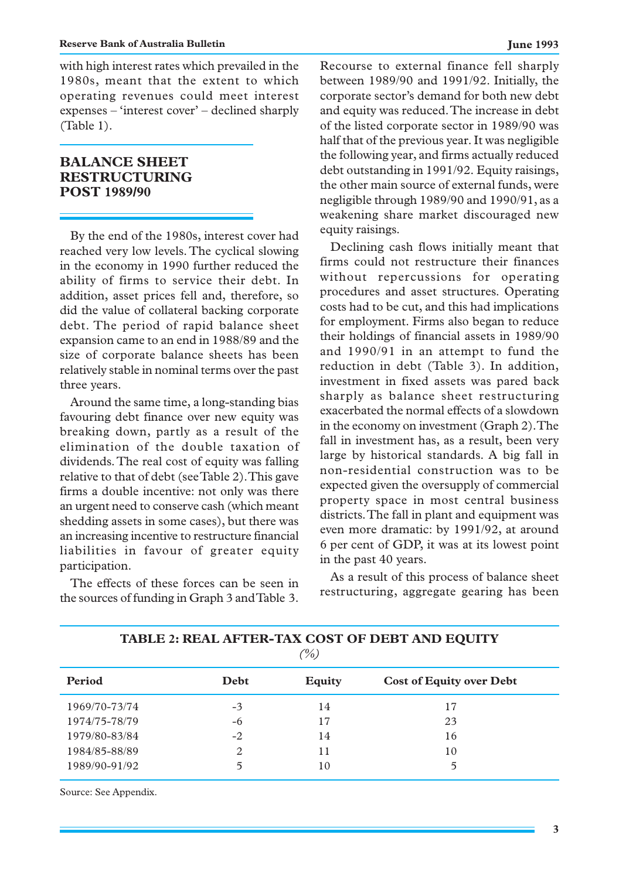with high interest rates which prevailed in the 1980s, meant that the extent to which operating revenues could meet interest expenses – 'interest cover' – declined sharply (Table 1).

## BALANCE SHEET RESTRUCTURING POST 1989/90

By the end of the 1980s, interest cover had reached very low levels. The cyclical slowing in the economy in 1990 further reduced the ability of firms to service their debt. In addition, asset prices fell and, therefore, so did the value of collateral backing corporate debt. The period of rapid balance sheet expansion came to an end in 1988/89 and the size of corporate balance sheets has been relatively stable in nominal terms over the past three years.

Around the same time, a long-standing bias favouring debt finance over new equity was breaking down, partly as a result of the elimination of the double taxation of dividends. The real cost of equity was falling relative to that of debt (see Table 2). This gave firms a double incentive: not only was there an urgent need to conserve cash (which meant shedding assets in some cases), but there was an increasing incentive to restructure financial liabilities in favour of greater equity participation.

The effects of these forces can be seen in the sources of funding in Graph 3 and Table 3. Recourse to external finance fell sharply between 1989/90 and 1991/92. Initially, the corporate sector's demand for both new debt and equity was reduced. The increase in debt of the listed corporate sector in 1989/90 was half that of the previous year. It was negligible the following year, and firms actually reduced debt outstanding in 1991/92. Equity raisings, the other main source of external funds, were negligible through 1989/90 and 1990/91, as a weakening share market discouraged new equity raisings.

Declining cash flows initially meant that firms could not restructure their finances without repercussions for operating procedures and asset structures. Operating costs had to be cut, and this had implications for employment. Firms also began to reduce their holdings of financial assets in 1989/90 and 1990/91 in an attempt to fund the reduction in debt (Table 3). In addition, investment in fixed assets was pared back sharply as balance sheet restructuring exacerbated the normal effects of a slowdown in the economy on investment (Graph 2). The fall in investment has, as a result, been very large by historical standards. A big fall in non-residential construction was to be expected given the oversupply of commercial property space in most central business districts. The fall in plant and equipment was even more dramatic: by 1991/92, at around 6 per cent of GDP, it was at its lowest point in the past 40 years.

As a result of this process of balance sheet restructuring, aggregate gearing has been

**TABLE 2: REAL AFTER-TAX COST OF DEBT AND EQUITY**
*(%)*

| Period | Debt | Equity | Cost of Equity over Debt |
|---|---|---|---|
| 1969/70-73/74 | -3 | 14 | 17 |
| 1974/75-78/79 | -6 | 17 | 23 |
| 1979/80-83/84 | -2 | 14 | 16 |
| 1984/85-88/89 | 2 | 11 | 10 |
| 1989/90-91/92 | 5 | 10 | 5 |

Source: See Appendix.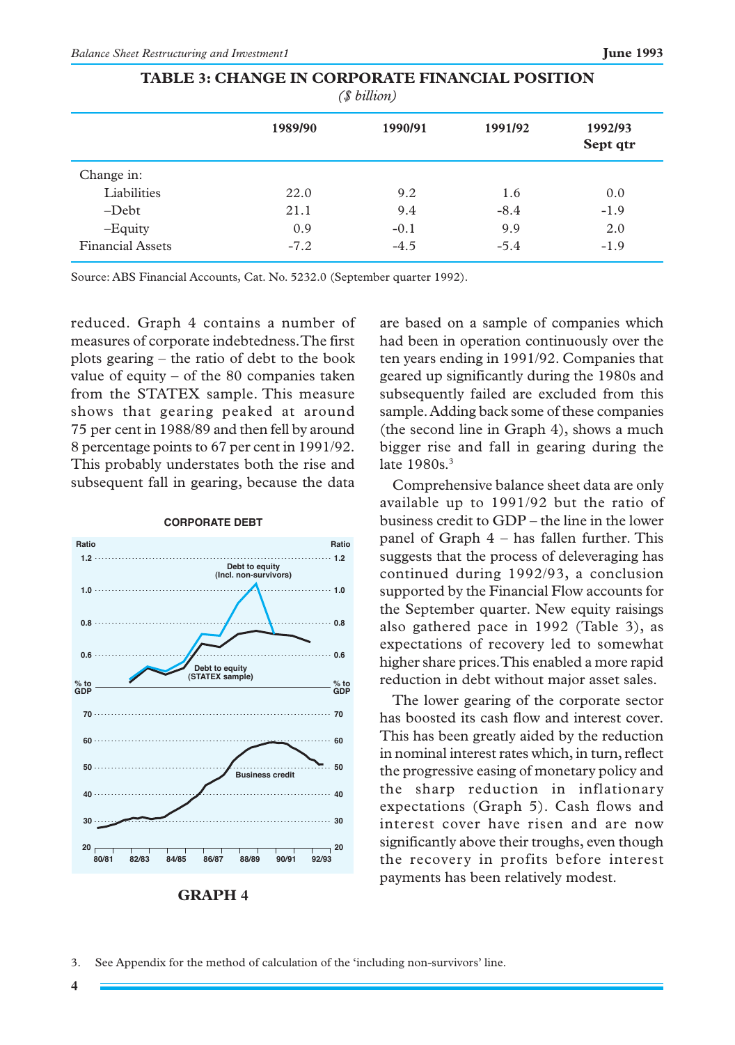**TABLE 3: CHANGE IN CORPORATE FINANCIAL POSITION**

*($ billion)*

| | 1989/90 | 1990/91 | 1991/92 | 1992/93 Sept qtr |
|---|---|---|---|---|
| Change in: | | | | |
| Liabilities | 22.0 | 9.2 | 1.6 | 0.0 |
| –Debt | 21.1 | 9.4 | -8.4 | -1.9 |
| –Equity | 0.9 | -0.1 | 9.9 | 2.0 |
| Financial Assets | -7.2 | -4.5 | -5.4 | -1.9 |

Source: ABS Financial Accounts, Cat. No. 5232.0 (September quarter 1992).

reduced. Graph 4 contains a number of measures of corporate indebtedness. The first plots gearing – the ratio of debt to the book value of equity – of the 80 companies taken from the STATEX sample. This measure shows that gearing peaked at around 75 per cent in 1988/89 and then fell by around 8 percentage points to 67 per cent in 1991/92. This probably understates both the rise and subsequent fall in gearing, because the data are based on a sample of companies which had been in operation continuously over the ten years ending in 1991/92. Companies that geared up significantly during the 1980s and subsequently failed are excluded from this sample. Adding back some of these companies (the second line in Graph 4), shows a much bigger rise and fall in gearing during the late 1980s.[3]

**GRAPH 4**

Comprehensive balance sheet data are only available up to 1991/92 but the ratio of business credit to GDP – the line in the lower panel of Graph 4 – has fallen further. This suggests that the process of deleveraging has continued during 1992/93, a conclusion supported by the Financial Flow accounts for the September quarter. New equity raisings also gathered pace in 1992 (Table 3), as expectations of recovery led to somewhat higher share prices. This enabled a more rapid reduction in debt without major asset sales.

The lower gearing of the corporate sector has boosted its cash flow and interest cover. This has been greatly aided by the reduction in nominal interest rates which, in turn, reflect the progressive easing of monetary policy and the sharp reduction in inflationary expectations (Graph 5). Cash flows and interest cover have risen and are now significantly above their troughs, even though the recovery in profits before interest payments has been relatively modest.

3. See Appendix for the method of calculation of the 'including non-survivors' line.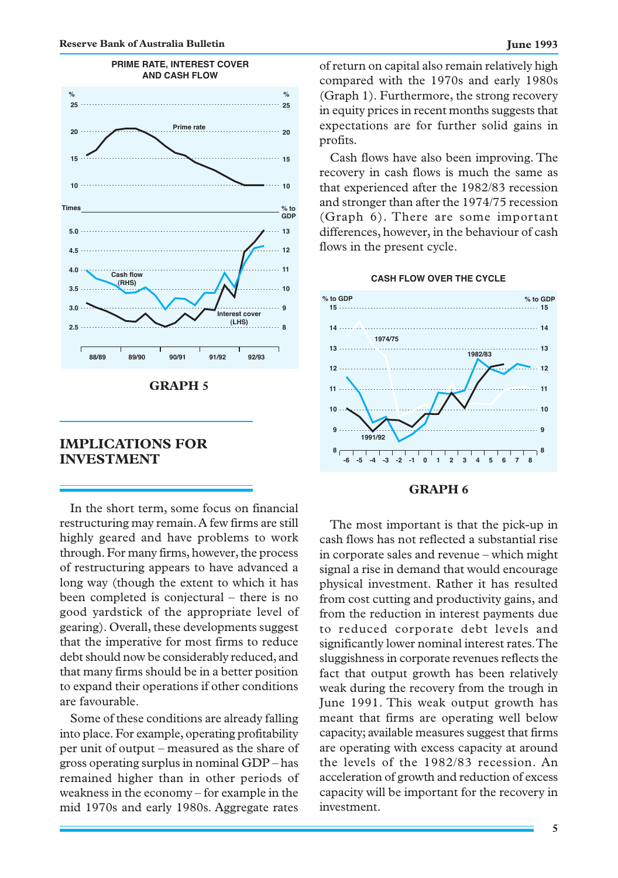**PRIME RATE, INTEREST COVER AND CASH FLOW**

**GRAPH 5**

## IMPLICATIONS FOR INVESTMENT

In the short term, some focus on financial restructuring may remain. A few firms are still highly geared and have problems to work through. For many firms, however, the process of restructuring appears to have advanced a long way (though the extent to which it has been completed is conjectural – there is no good yardstick of the appropriate level of gearing). Overall, these developments suggest that the imperative for most firms to reduce debt should now be considerably reduced, and that many firms should be in a better position to expand their operations if other conditions are favourable.

Some of these conditions are already falling into place. For example, operating profitability per unit of output – measured as the share of gross operating surplus in nominal GDP – has remained higher than in other periods of weakness in the economy – for example in the mid 1970s and early 1980s. Aggregate rates of return on capital also remain relatively high compared with the 1970s and early 1980s (Graph 1). Furthermore, the strong recovery in equity prices in recent months suggests that expectations are for further solid gains in profits.

Cash flows have also been improving. The recovery in cash flows is much the same as that experienced after the 1982/83 recession and stronger than after the 1974/75 recession (Graph 6). There are some important differences, however, in the behaviour of cash flows in the present cycle.

**CASH FLOW OVER THE CYCLE**

**GRAPH 6**

The most important is that the pick-up in cash flows has not reflected a substantial rise in corporate sales and revenue – which might signal a rise in demand that would encourage physical investment. Rather it has resulted from cost cutting and productivity gains, and from the reduction in interest payments due to reduced corporate debt levels and significantly lower nominal interest rates. The sluggishness in corporate revenues reflects the fact that output growth has been relatively weak during the recovery from the trough in June 1991. This weak output growth has meant that firms are operating well below capacity; available measures suggest that firms are operating with excess capacity at around the levels of the 1982/83 recession. An acceleration of growth and reduction of excess capacity will be important for the recovery in investment.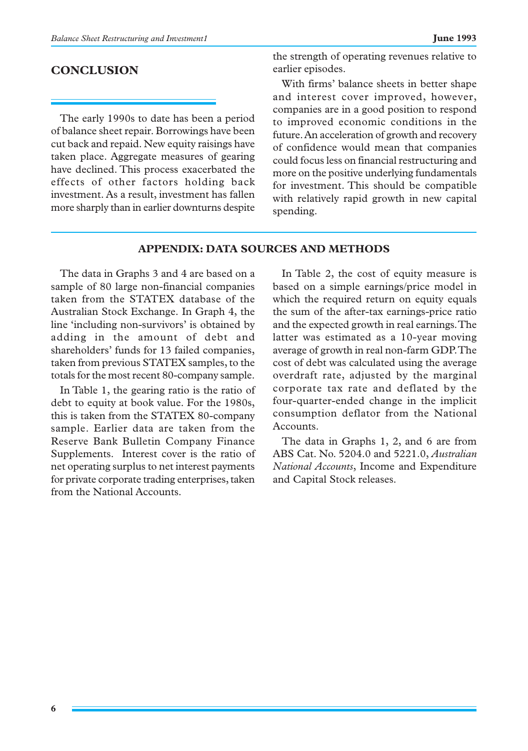## CONCLUSION

The early 1990s to date has been a period of balance sheet repair. Borrowings have been cut back and repaid. New equity raisings have taken place. Aggregate measures of gearing have declined. This process exacerbated the effects of other factors holding back investment. As a result, investment has fallen more sharply than in earlier downturns despite the strength of operating revenues relative to earlier episodes.

With firms' balance sheets in better shape and interest cover improved, however, companies are in a good position to respond to improved economic conditions in the future. An acceleration of growth and recovery of confidence would mean that companies could focus less on financial restructuring and more on the positive underlying fundamentals for investment. This should be compatible with relatively rapid growth in new capital spending.

## APPENDIX: DATA SOURCES AND METHODS

The data in Graphs 3 and 4 are based on a sample of 80 large non-financial companies taken from the STATEX database of the Australian Stock Exchange. In Graph 4, the line 'including non-survivors' is obtained by adding in the amount of debt and shareholders' funds for 13 failed companies, taken from previous STATEX samples, to the totals for the most recent 80-company sample.

In Table 1, the gearing ratio is the ratio of debt to equity at book value. For the 1980s, this is taken from the STATEX 80-company sample. Earlier data are taken from the Reserve Bank Bulletin Company Finance Supplements. Interest cover is the ratio of net operating surplus to net interest payments for private corporate trading enterprises, taken from the National Accounts.

In Table 2, the cost of equity measure is based on a simple earnings/price model in which the required return on equity equals the sum of the after-tax earnings-price ratio and the expected growth in real earnings. The latter was estimated as a 10-year moving average of growth in real non-farm GDP. The cost of debt was calculated using the average overdraft rate, adjusted by the marginal corporate tax rate and deflated by the four-quarter-ended change in the implicit consumption deflator from the National Accounts.

The data in Graphs 1, 2, and 6 are from ABS Cat. No. 5204.0 and 5221.0, *Australian National Accounts*, Income and Expenditure and Capital Stock releases.